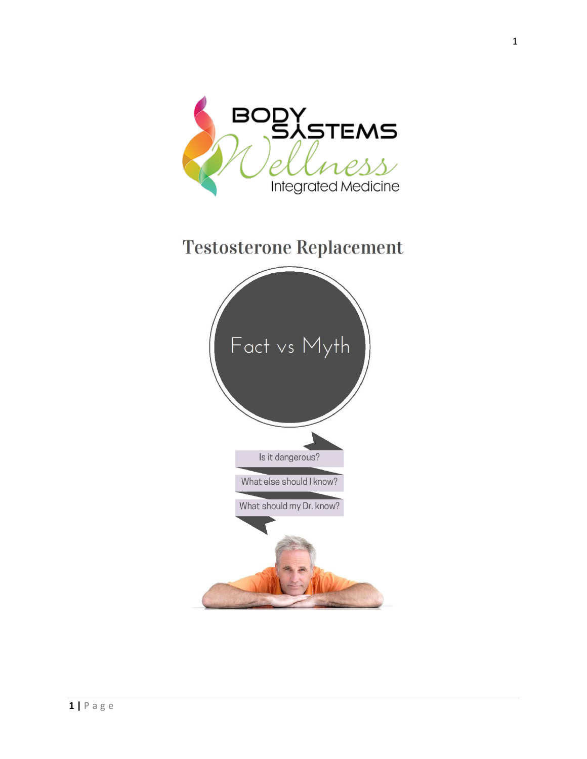BODY SYSTEMS

Wellness

Integrated Medicine

# Testosterone Replacement

## Fact vs Myth

- Is it dangerous?
- What else should I know?
- What should my Dr. know?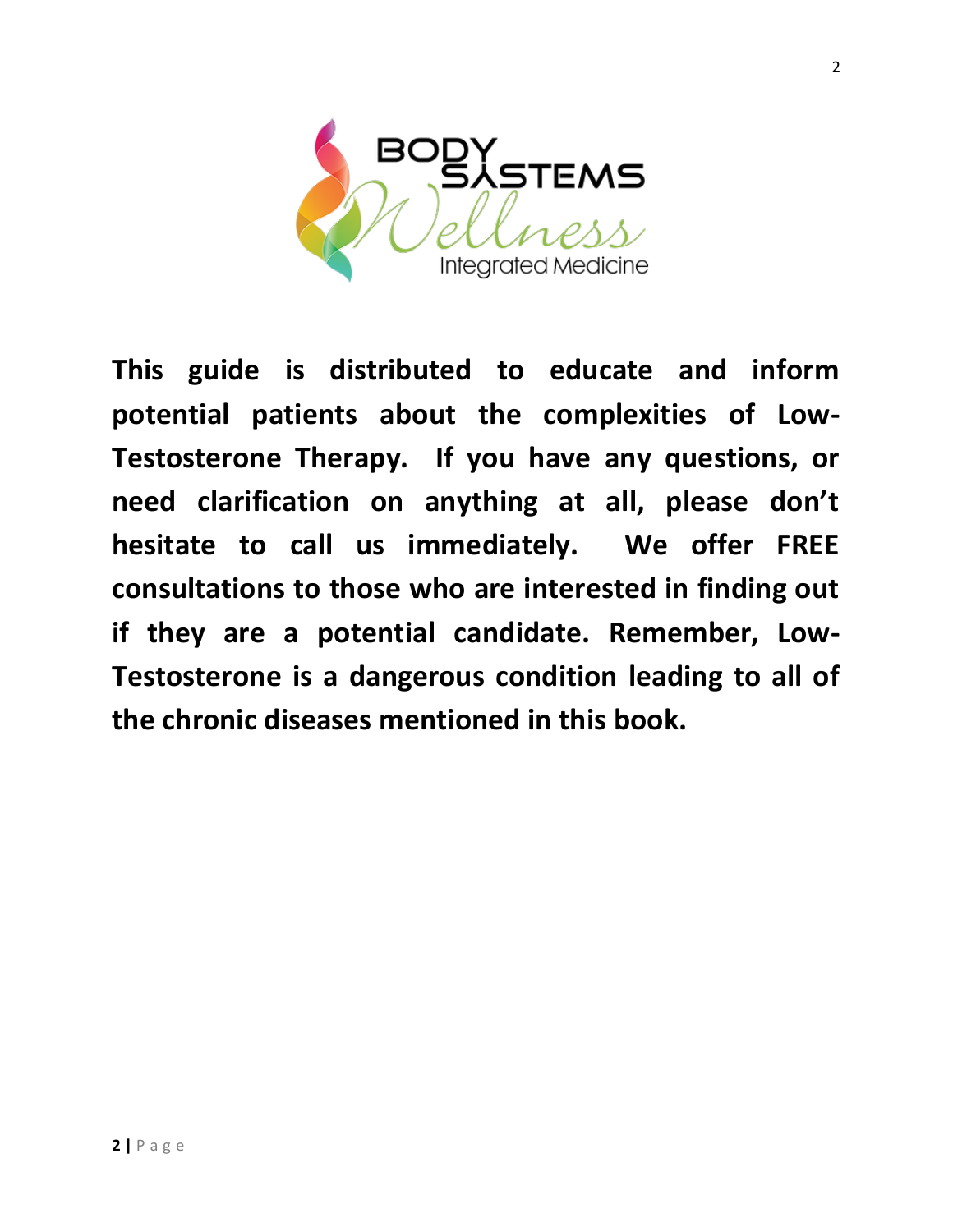**This guide is distributed to educate and inform potential patients about the complexities of Low-Testosterone Therapy. If you have any questions, or need clarification on anything at all, please don't hesitate to call us immediately. We offer FREE consultations to those who are interested in finding out if they are a potential candidate. Remember, Low-Testosterone is a dangerous condition leading to all of the chronic diseases mentioned in this book.**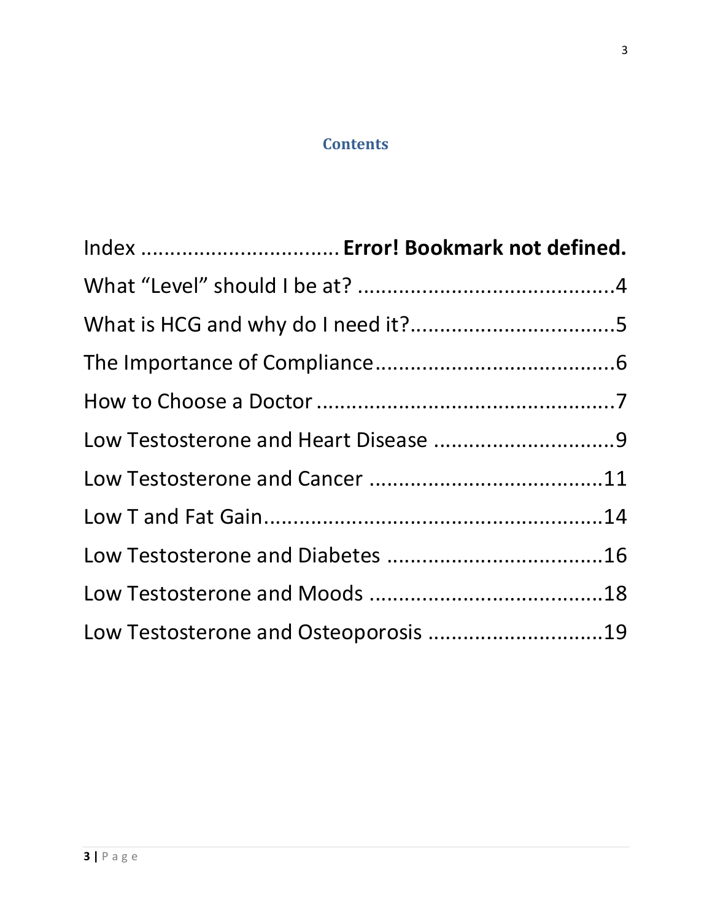## Contents

Index ................................ **Error! Bookmark not defined.**

What "Level" should I be at? ..........................................4

What is HCG and why do I need it?.................................5

The Importance of Compliance.......................................6

How to Choose a Doctor ..................................................7

Low Testosterone and Heart Disease ..............................9

Low Testosterone and Cancer .......................................11

Low T and Fat Gain.......................................................14

Low Testosterone and Diabetes ....................................16

Low Testosterone and Moods ......................................18

Low Testosterone and Osteoporosis .............................19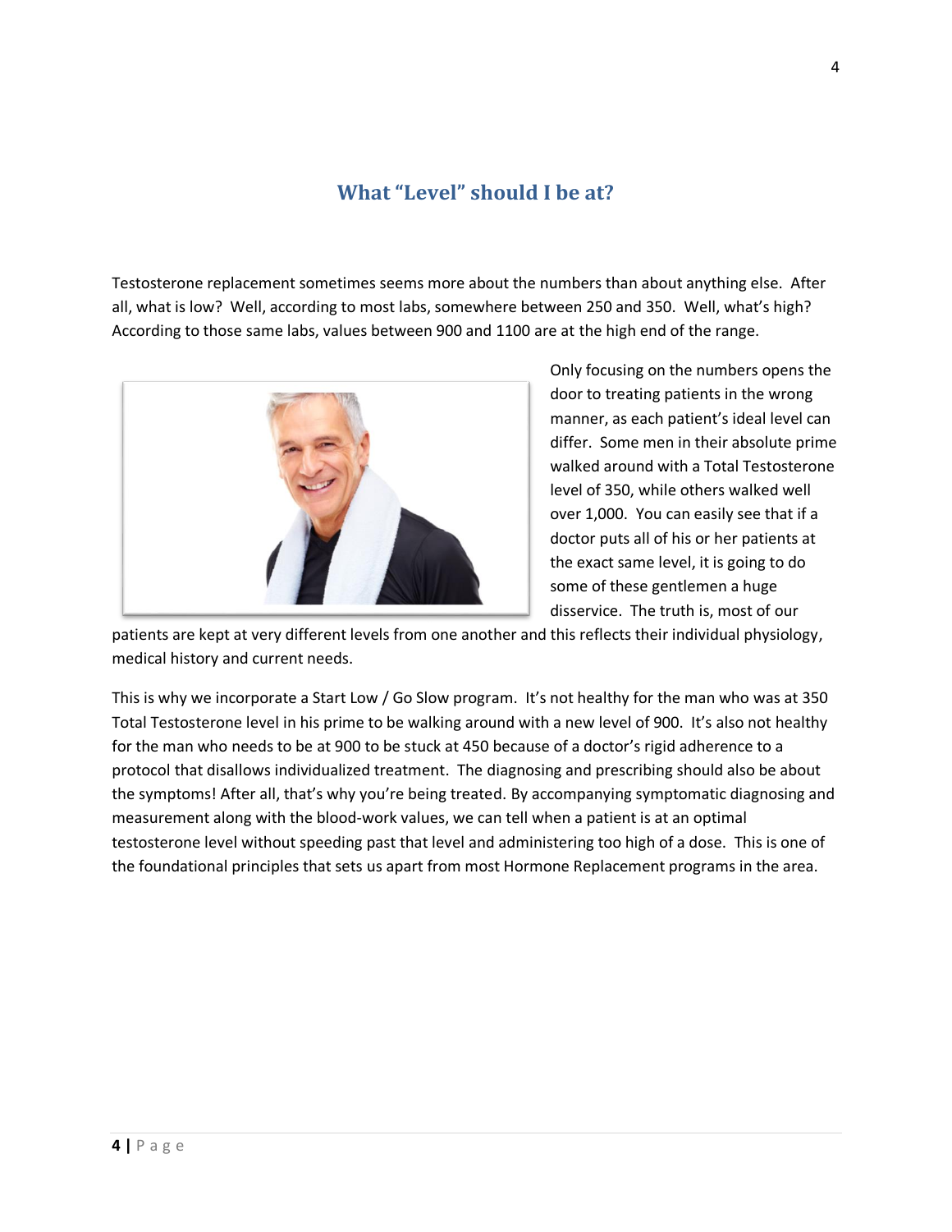## What "Level" should I be at?

Testosterone replacement sometimes seems more about the numbers than about anything else. After all, what is low? Well, according to most labs, somewhere between 250 and 350. Well, what's high? According to those same labs, values between 900 and 1100 are at the high end of the range.

Only focusing on the numbers opens the door to treating patients in the wrong manner, as each patient's ideal level can differ. Some men in their absolute prime walked around with a Total Testosterone level of 350, while others walked well over 1,000. You can easily see that if a doctor puts all of his or her patients at the exact same level, it is going to do some of these gentlemen a huge disservice. The truth is, most of our patients are kept at very different levels from one another and this reflects their individual physiology, medical history and current needs.

This is why we incorporate a Start Low / Go Slow program. It's not healthy for the man who was at 350 Total Testosterone level in his prime to be walking around with a new level of 900. It's also not healthy for the man who needs to be at 900 to be stuck at 450 because of a doctor's rigid adherence to a protocol that disallows individualized treatment. The diagnosing and prescribing should also be about the symptoms! After all, that's why you're being treated. By accompanying symptomatic diagnosing and measurement along with the blood-work values, we can tell when a patient is at an optimal testosterone level without speeding past that level and administering too high of a dose. This is one of the foundational principles that sets us apart from most Hormone Replacement programs in the area.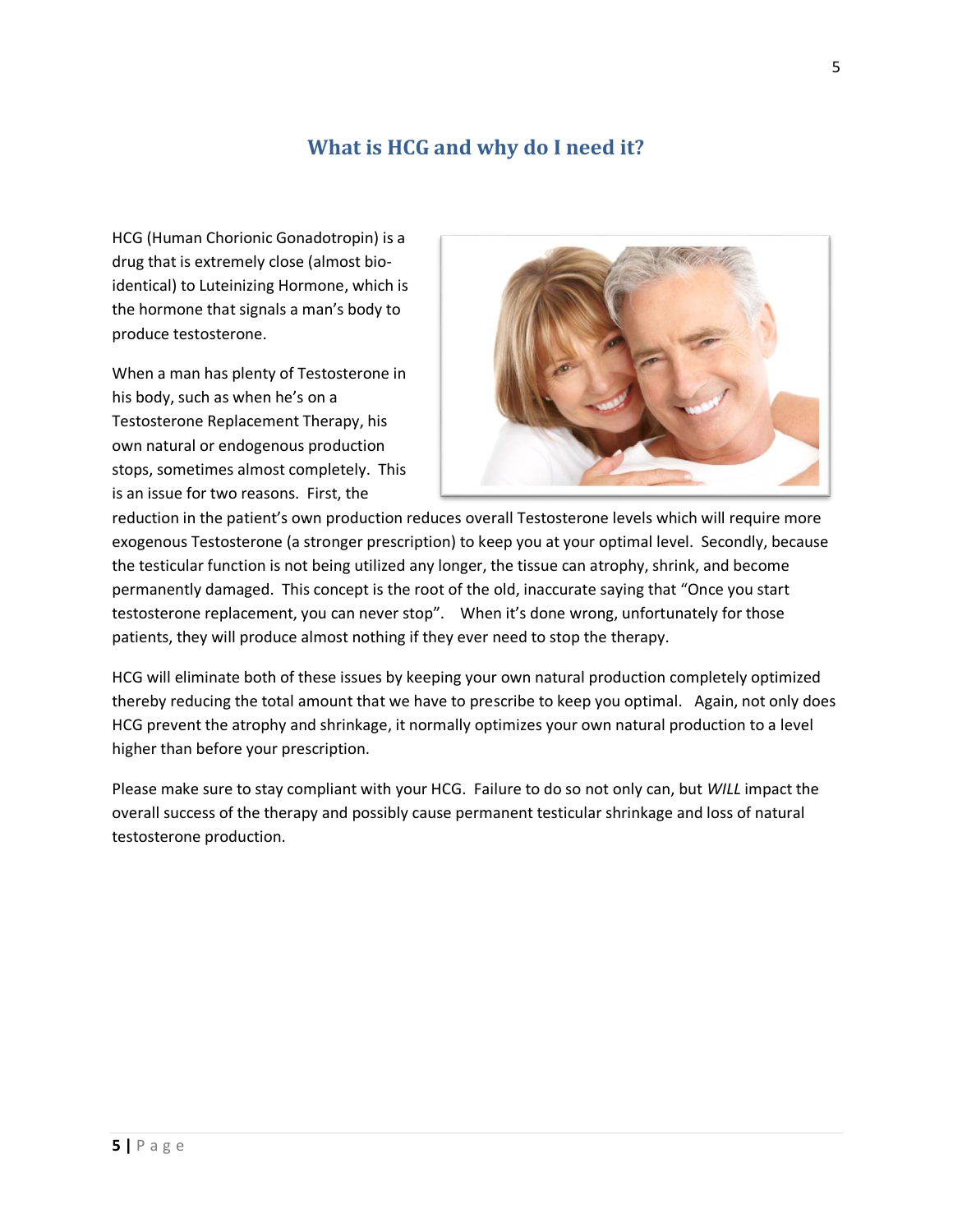## What is HCG and why do I need it?

HCG (Human Chorionic Gonadotropin) is a drug that is extremely close (almost bio-identical) to Luteinizing Hormone, which is the hormone that signals a man's body to produce testosterone.

When a man has plenty of Testosterone in his body, such as when he's on a Testosterone Replacement Therapy, his own natural or endogenous production stops, sometimes almost completely. This is an issue for two reasons. First, the reduction in the patient's own production reduces overall Testosterone levels which will require more exogenous Testosterone (a stronger prescription) to keep you at your optimal level. Secondly, because the testicular function is not being utilized any longer, the tissue can atrophy, shrink, and become permanently damaged. This concept is the root of the old, inaccurate saying that "Once you start testosterone replacement, you can never stop". When it's done wrong, unfortunately for those patients, they will produce almost nothing if they ever need to stop the therapy.

HCG will eliminate both of these issues by keeping your own natural production completely optimized thereby reducing the total amount that we have to prescribe to keep you optimal. Again, not only does HCG prevent the atrophy and shrinkage, it normally optimizes your own natural production to a level higher than before your prescription.

Please make sure to stay compliant with your HCG. Failure to do so not only can, but *WILL* impact the overall success of the therapy and possibly cause permanent testicular shrinkage and loss of natural testosterone production.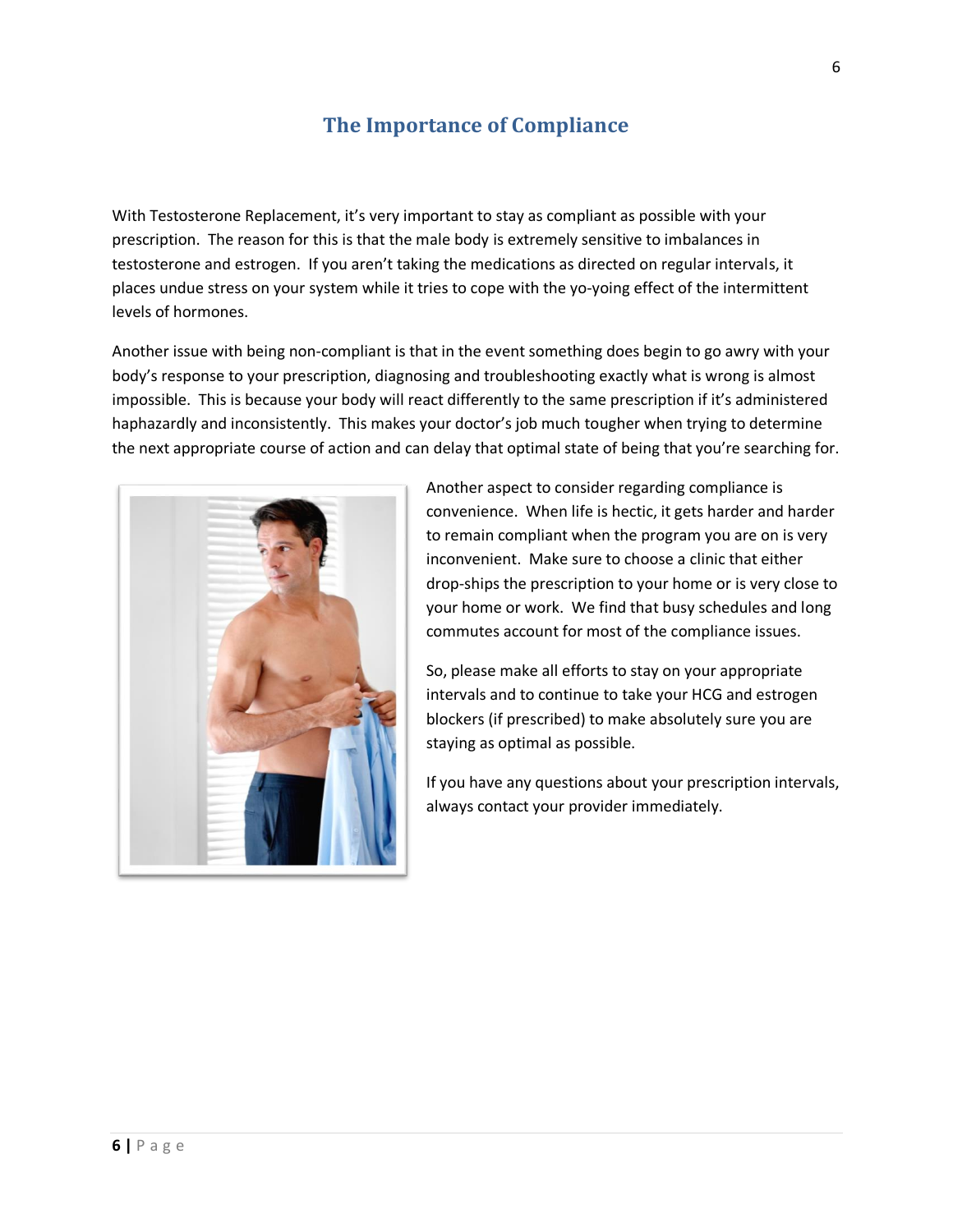## The Importance of Compliance

With Testosterone Replacement, it's very important to stay as compliant as possible with your prescription. The reason for this is that the male body is extremely sensitive to imbalances in testosterone and estrogen. If you aren't taking the medications as directed on regular intervals, it places undue stress on your system while it tries to cope with the yo-yoing effect of the intermittent levels of hormones.

Another issue with being non-compliant is that in the event something does begin to go awry with your body's response to your prescription, diagnosing and troubleshooting exactly what is wrong is almost impossible. This is because your body will react differently to the same prescription if it's administered haphazardly and inconsistently. This makes your doctor's job much tougher when trying to determine the next appropriate course of action and can delay that optimal state of being that you're searching for.

Another aspect to consider regarding compliance is convenience. When life is hectic, it gets harder and harder to remain compliant when the program you are on is very inconvenient. Make sure to choose a clinic that either drop-ships the prescription to your home or is very close to your home or work. We find that busy schedules and long commutes account for most of the compliance issues.

So, please make all efforts to stay on your appropriate intervals and to continue to take your HCG and estrogen blockers (if prescribed) to make absolutely sure you are staying as optimal as possible.

If you have any questions about your prescription intervals, always contact your provider immediately.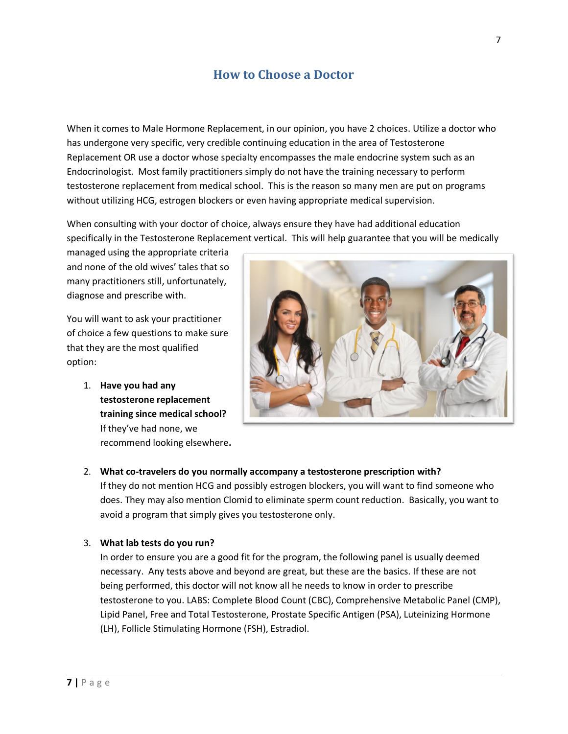# How to Choose a Doctor

When it comes to Male Hormone Replacement, in our opinion, you have 2 choices. Utilize a doctor who has undergone very specific, very credible continuing education in the area of Testosterone Replacement OR use a doctor whose specialty encompasses the male endocrine system such as an Endocrinologist. Most family practitioners simply do not have the training necessary to perform testosterone replacement from medical school. This is the reason so many men are put on programs without utilizing HCG, estrogen blockers or even having appropriate medical supervision.

When consulting with your doctor of choice, always ensure they have had additional education specifically in the Testosterone Replacement vertical. This will help guarantee that you will be medically managed using the appropriate criteria and none of the old wives' tales that so many practitioners still, unfortunately, diagnose and prescribe with.

You will want to ask your practitioner of choice a few questions to make sure that they are the most qualified option:

1. **Have you had any testosterone replacement training since medical school?** If they've had none, we recommend looking elsewhere**.**

2. **What co-travelers do you normally accompany a testosterone prescription with?** If they do not mention HCG and possibly estrogen blockers, you will want to find someone who does. They may also mention Clomid to eliminate sperm count reduction. Basically, you want to avoid a program that simply gives you testosterone only.

3. **What lab tests do you run?** In order to ensure you are a good fit for the program, the following panel is usually deemed necessary. Any tests above and beyond are great, but these are the basics. If these are not being performed, this doctor will not know all he needs to know in order to prescribe testosterone to you. LABS: Complete Blood Count (CBC), Comprehensive Metabolic Panel (CMP), Lipid Panel, Free and Total Testosterone, Prostate Specific Antigen (PSA), Luteinizing Hormone (LH), Follicle Stimulating Hormone (FSH), Estradiol.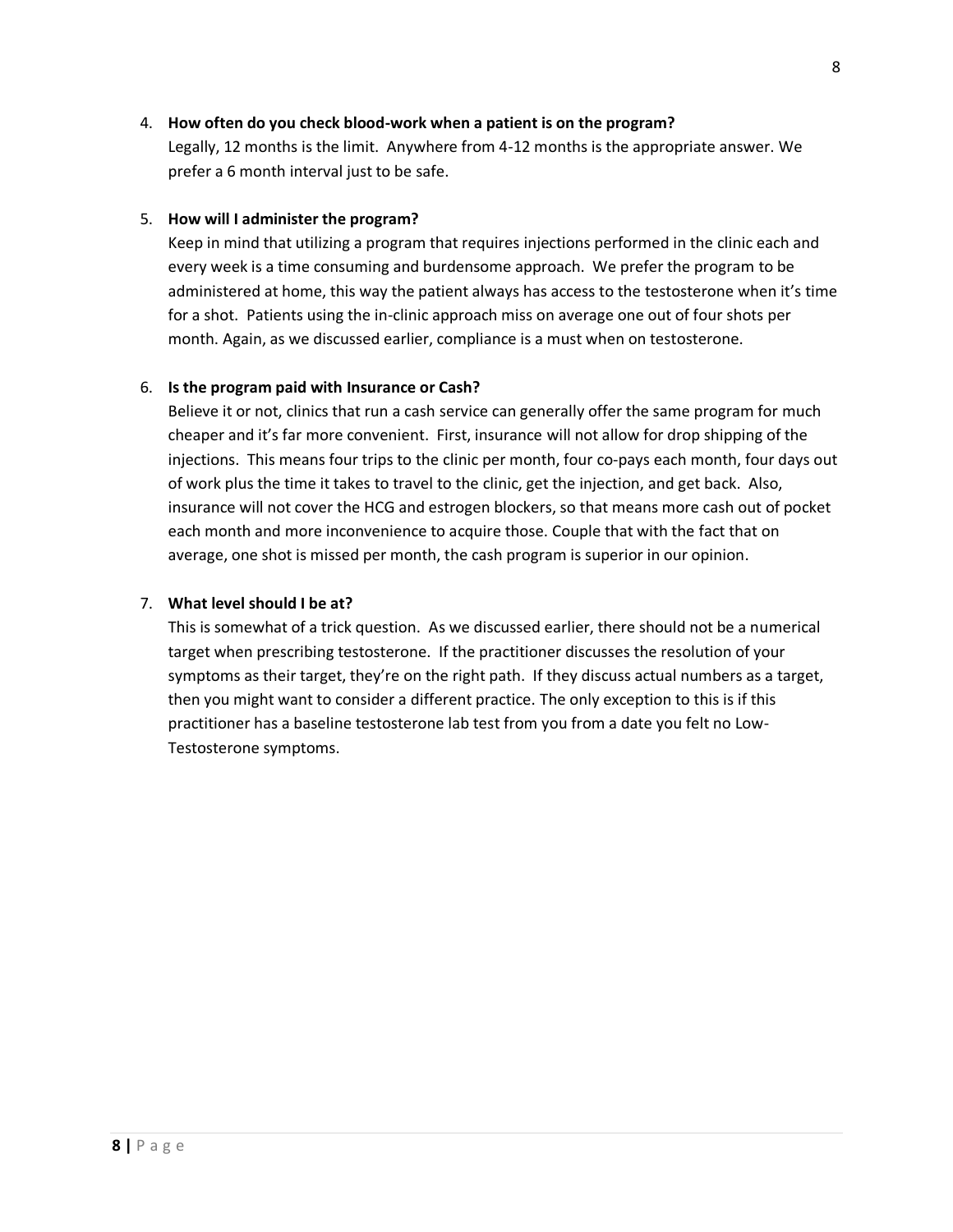4. **How often do you check blood-work when a patient is on the program?**
   Legally, 12 months is the limit. Anywhere from 4-12 months is the appropriate answer. We prefer a 6 month interval just to be safe.

5. **How will I administer the program?**
   Keep in mind that utilizing a program that requires injections performed in the clinic each and every week is a time consuming and burdensome approach. We prefer the program to be administered at home, this way the patient always has access to the testosterone when it's time for a shot. Patients using the in-clinic approach miss on average one out of four shots per month. Again, as we discussed earlier, compliance is a must when on testosterone.

6. **Is the program paid with Insurance or Cash?**
   Believe it or not, clinics that run a cash service can generally offer the same program for much cheaper and it's far more convenient. First, insurance will not allow for drop shipping of the injections. This means four trips to the clinic per month, four co-pays each month, four days out of work plus the time it takes to travel to the clinic, get the injection, and get back. Also, insurance will not cover the HCG and estrogen blockers, so that means more cash out of pocket each month and more inconvenience to acquire those. Couple that with the fact that on average, one shot is missed per month, the cash program is superior in our opinion.

7. **What level should I be at?**
   This is somewhat of a trick question. As we discussed earlier, there should not be a numerical target when prescribing testosterone. If the practitioner discusses the resolution of your symptoms as their target, they're on the right path. If they discuss actual numbers as a target, then you might want to consider a different practice. The only exception to this is if this practitioner has a baseline testosterone lab test from you from a date you felt no Low-Testosterone symptoms.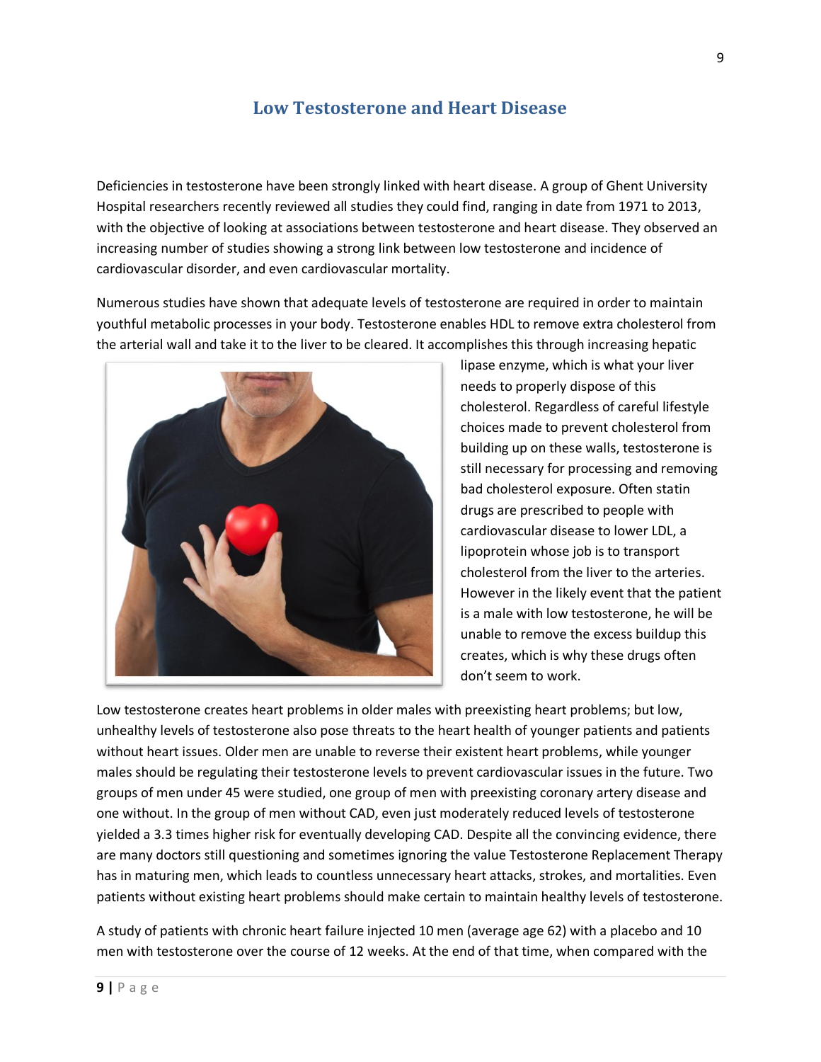## Low Testosterone and Heart Disease

Deficiencies in testosterone have been strongly linked with heart disease. A group of Ghent University Hospital researchers recently reviewed all studies they could find, ranging in date from 1971 to 2013, with the objective of looking at associations between testosterone and heart disease. They observed an increasing number of studies showing a strong link between low testosterone and incidence of cardiovascular disorder, and even cardiovascular mortality.

Numerous studies have shown that adequate levels of testosterone are required in order to maintain youthful metabolic processes in your body. Testosterone enables HDL to remove extra cholesterol from the arterial wall and take it to the liver to be cleared. It accomplishes this through increasing hepatic lipase enzyme, which is what your liver needs to properly dispose of this cholesterol. Regardless of careful lifestyle choices made to prevent cholesterol from building up on these walls, testosterone is still necessary for processing and removing bad cholesterol exposure. Often statin drugs are prescribed to people with cardiovascular disease to lower LDL, a lipoprotein whose job is to transport cholesterol from the liver to the arteries. However in the likely event that the patient is a male with low testosterone, he will be unable to remove the excess buildup this creates, which is why these drugs often don't seem to work.

Low testosterone creates heart problems in older males with preexisting heart problems; but low, unhealthy levels of testosterone also pose threats to the heart health of younger patients and patients without heart issues. Older men are unable to reverse their existent heart problems, while younger males should be regulating their testosterone levels to prevent cardiovascular issues in the future. Two groups of men under 45 were studied, one group of men with preexisting coronary artery disease and one without. In the group of men without CAD, even just moderately reduced levels of testosterone yielded a 3.3 times higher risk for eventually developing CAD. Despite all the convincing evidence, there are many doctors still questioning and sometimes ignoring the value Testosterone Replacement Therapy has in maturing men, which leads to countless unnecessary heart attacks, strokes, and mortalities. Even patients without existing heart problems should make certain to maintain healthy levels of testosterone.

A study of patients with chronic heart failure injected 10 men (average age 62) with a placebo and 10 men with testosterone over the course of 12 weeks. At the end of that time, when compared with the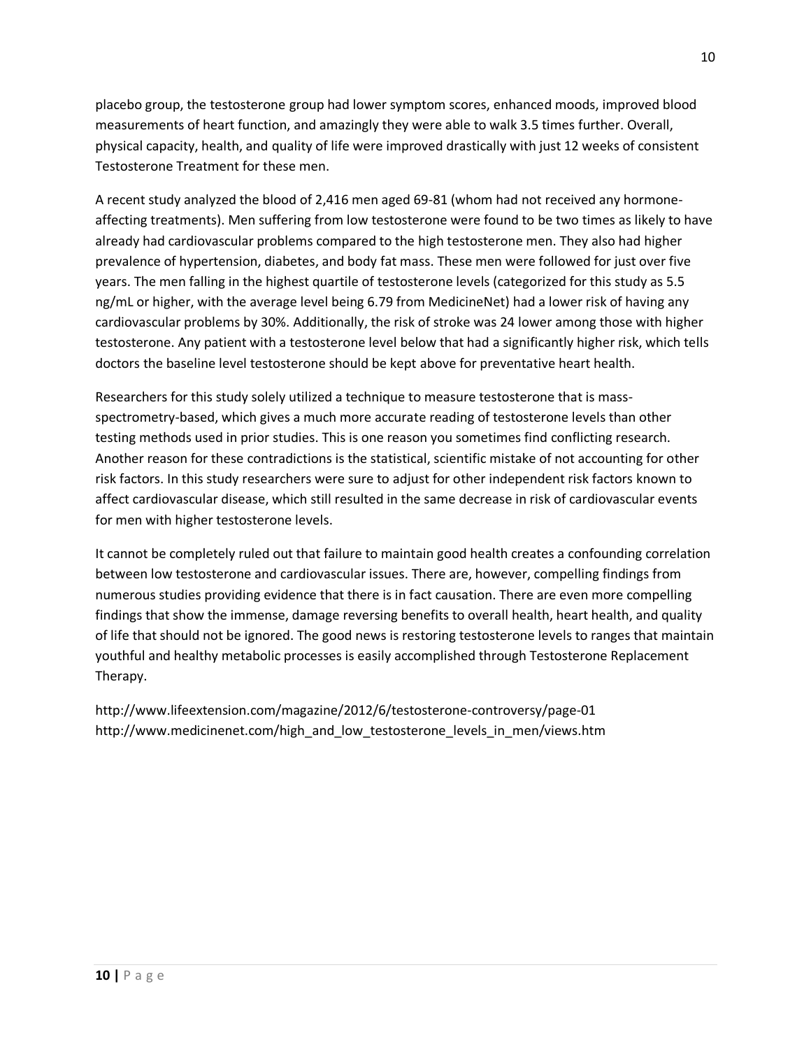placebo group, the testosterone group had lower symptom scores, enhanced moods, improved blood measurements of heart function, and amazingly they were able to walk 3.5 times further. Overall, physical capacity, health, and quality of life were improved drastically with just 12 weeks of consistent Testosterone Treatment for these men.

A recent study analyzed the blood of 2,416 men aged 69-81 (whom had not received any hormone-affecting treatments). Men suffering from low testosterone were found to be two times as likely to have already had cardiovascular problems compared to the high testosterone men. They also had higher prevalence of hypertension, diabetes, and body fat mass. These men were followed for just over five years. The men falling in the highest quartile of testosterone levels (categorized for this study as 5.5 ng/mL or higher, with the average level being 6.79 from MedicineNet) had a lower risk of having any cardiovascular problems by 30%. Additionally, the risk of stroke was 24 lower among those with higher testosterone. Any patient with a testosterone level below that had a significantly higher risk, which tells doctors the baseline level testosterone should be kept above for preventative heart health.

Researchers for this study solely utilized a technique to measure testosterone that is mass-spectrometry-based, which gives a much more accurate reading of testosterone levels than other testing methods used in prior studies. This is one reason you sometimes find conflicting research. Another reason for these contradictions is the statistical, scientific mistake of not accounting for other risk factors. In this study researchers were sure to adjust for other independent risk factors known to affect cardiovascular disease, which still resulted in the same decrease in risk of cardiovascular events for men with higher testosterone levels.

It cannot be completely ruled out that failure to maintain good health creates a confounding correlation between low testosterone and cardiovascular issues. There are, however, compelling findings from numerous studies providing evidence that there is in fact causation. There are even more compelling findings that show the immense, damage reversing benefits to overall health, heart health, and quality of life that should not be ignored. The good news is restoring testosterone levels to ranges that maintain youthful and healthy metabolic processes is easily accomplished through Testosterone Replacement Therapy.

http://www.lifeextension.com/magazine/2012/6/testosterone-controversy/page-01
http://www.medicinenet.com/high_and_low_testosterone_levels_in_men/views.htm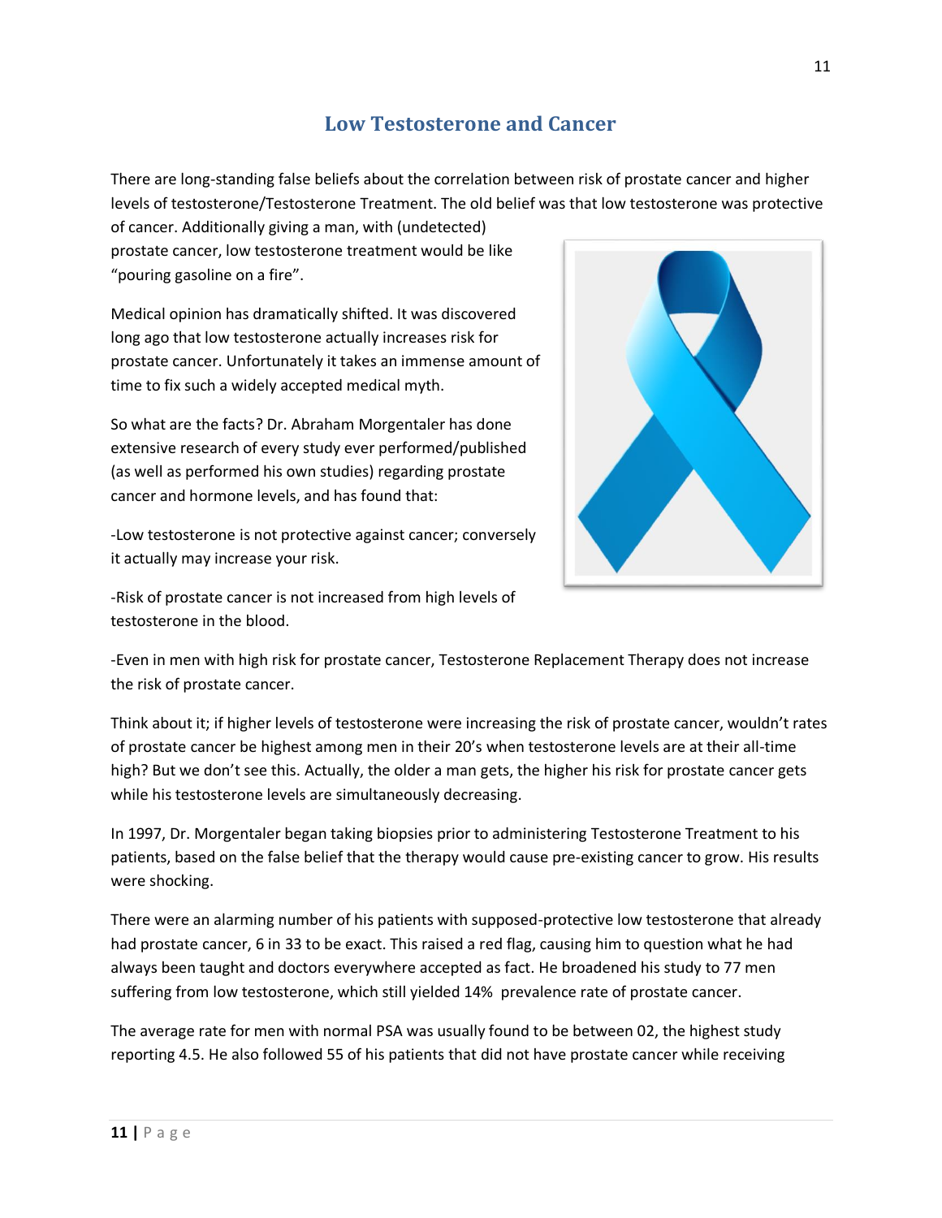## Low Testosterone and Cancer

There are long-standing false beliefs about the correlation between risk of prostate cancer and higher levels of testosterone/Testosterone Treatment. The old belief was that low testosterone was protective of cancer. Additionally giving a man, with (undetected) prostate cancer, low testosterone treatment would be like "pouring gasoline on a fire".

Medical opinion has dramatically shifted. It was discovered long ago that low testosterone actually increases risk for prostate cancer. Unfortunately it takes an immense amount of time to fix such a widely accepted medical myth.

So what are the facts? Dr. Abraham Morgentaler has done extensive research of every study ever performed/published (as well as performed his own studies) regarding prostate cancer and hormone levels, and has found that:

-Low testosterone is not protective against cancer; conversely it actually may increase your risk.

-Risk of prostate cancer is not increased from high levels of testosterone in the blood.

-Even in men with high risk for prostate cancer, Testosterone Replacement Therapy does not increase the risk of prostate cancer.

Think about it; if higher levels of testosterone were increasing the risk of prostate cancer, wouldn't rates of prostate cancer be highest among men in their 20's when testosterone levels are at their all-time high? But we don't see this. Actually, the older a man gets, the higher his risk for prostate cancer gets while his testosterone levels are simultaneously decreasing.

In 1997, Dr. Morgentaler began taking biopsies prior to administering Testosterone Treatment to his patients, based on the false belief that the therapy would cause pre-existing cancer to grow. His results were shocking.

There were an alarming number of his patients with supposed-protective low testosterone that already had prostate cancer, 6 in 33 to be exact. This raised a red flag, causing him to question what he had always been taught and doctors everywhere accepted as fact. He broadened his study to 77 men suffering from low testosterone, which still yielded 14% prevalence rate of prostate cancer.

The average rate for men with normal PSA was usually found to be between 02, the highest study reporting 4.5. He also followed 55 of his patients that did not have prostate cancer while receiving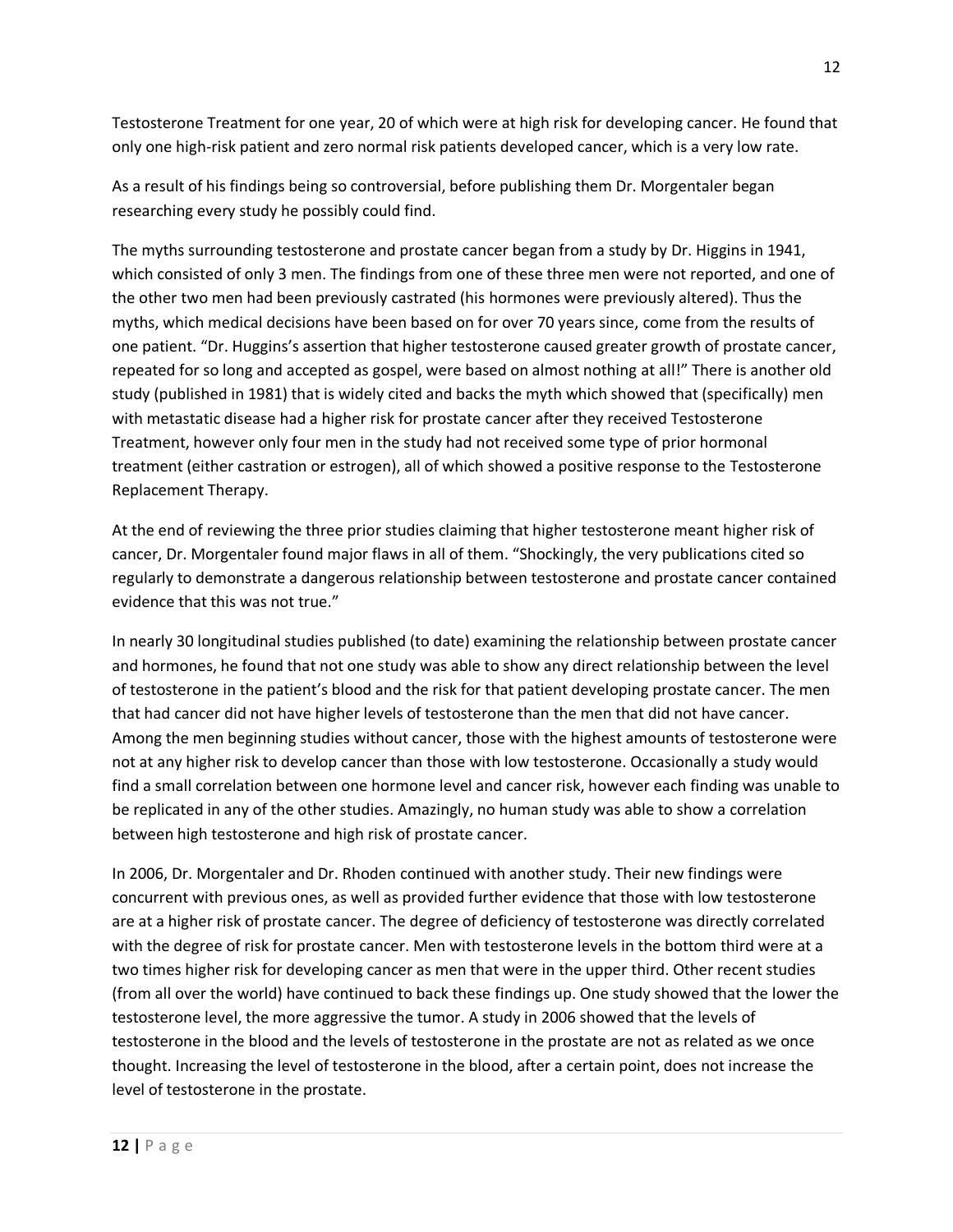Testosterone Treatment for one year, 20 of which were at high risk for developing cancer. He found that only one high-risk patient and zero normal risk patients developed cancer, which is a very low rate.

As a result of his findings being so controversial, before publishing them Dr. Morgentaler began researching every study he possibly could find.

The myths surrounding testosterone and prostate cancer began from a study by Dr. Higgins in 1941, which consisted of only 3 men. The findings from one of these three men were not reported, and one of the other two men had been previously castrated (his hormones were previously altered). Thus the myths, which medical decisions have been based on for over 70 years since, come from the results of one patient. "Dr. Huggins's assertion that higher testosterone caused greater growth of prostate cancer, repeated for so long and accepted as gospel, were based on almost nothing at all!" There is another old study (published in 1981) that is widely cited and backs the myth which showed that (specifically) men with metastatic disease had a higher risk for prostate cancer after they received Testosterone Treatment, however only four men in the study had not received some type of prior hormonal treatment (either castration or estrogen), all of which showed a positive response to the Testosterone Replacement Therapy.

At the end of reviewing the three prior studies claiming that higher testosterone meant higher risk of cancer, Dr. Morgentaler found major flaws in all of them. "Shockingly, the very publications cited so regularly to demonstrate a dangerous relationship between testosterone and prostate cancer contained evidence that this was not true."

In nearly 30 longitudinal studies published (to date) examining the relationship between prostate cancer and hormones, he found that not one study was able to show any direct relationship between the level of testosterone in the patient's blood and the risk for that patient developing prostate cancer. The men that had cancer did not have higher levels of testosterone than the men that did not have cancer. Among the men beginning studies without cancer, those with the highest amounts of testosterone were not at any higher risk to develop cancer than those with low testosterone. Occasionally a study would find a small correlation between one hormone level and cancer risk, however each finding was unable to be replicated in any of the other studies. Amazingly, no human study was able to show a correlation between high testosterone and high risk of prostate cancer.

In 2006, Dr. Morgentaler and Dr. Rhoden continued with another study. Their new findings were concurrent with previous ones, as well as provided further evidence that those with low testosterone are at a higher risk of prostate cancer. The degree of deficiency of testosterone was directly correlated with the degree of risk for prostate cancer. Men with testosterone levels in the bottom third were at a two times higher risk for developing cancer as men that were in the upper third. Other recent studies (from all over the world) have continued to back these findings up. One study showed that the lower the testosterone level, the more aggressive the tumor. A study in 2006 showed that the levels of testosterone in the blood and the levels of testosterone in the prostate are not as related as we once thought. Increasing the level of testosterone in the blood, after a certain point, does not increase the level of testosterone in the prostate.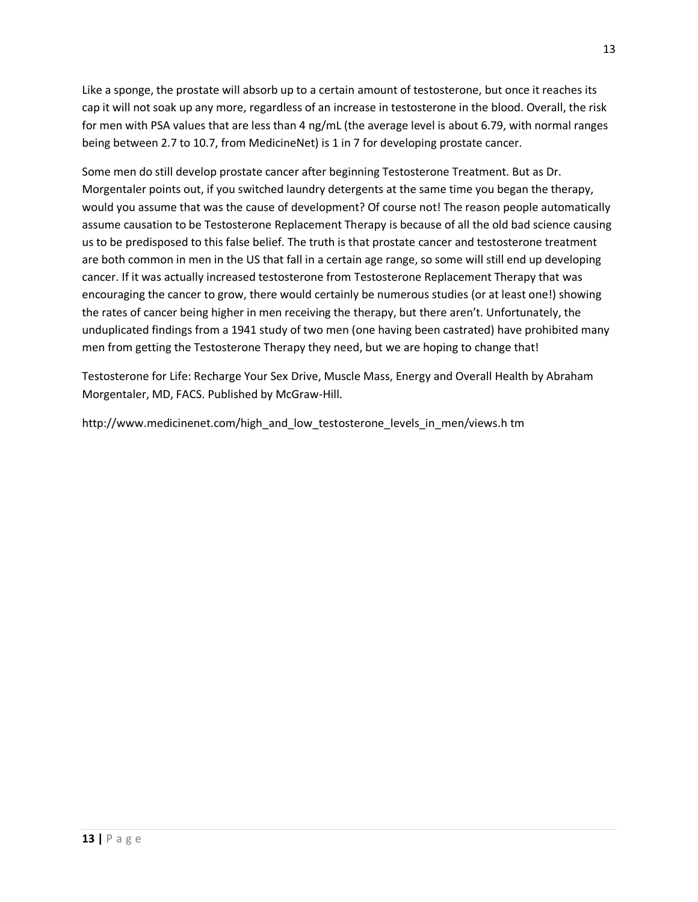Like a sponge, the prostate will absorb up to a certain amount of testosterone, but once it reaches its cap it will not soak up any more, regardless of an increase in testosterone in the blood. Overall, the risk for men with PSA values that are less than 4 ng/mL (the average level is about 6.79, with normal ranges being between 2.7 to 10.7, from MedicineNet) is 1 in 7 for developing prostate cancer.

Some men do still develop prostate cancer after beginning Testosterone Treatment. But as Dr. Morgentaler points out, if you switched laundry detergents at the same time you began the therapy, would you assume that was the cause of development? Of course not! The reason people automatically assume causation to be Testosterone Replacement Therapy is because of all the old bad science causing us to be predisposed to this false belief. The truth is that prostate cancer and testosterone treatment are both common in men in the US that fall in a certain age range, so some will still end up developing cancer. If it was actually increased testosterone from Testosterone Replacement Therapy that was encouraging the cancer to grow, there would certainly be numerous studies (or at least one!) showing the rates of cancer being higher in men receiving the therapy, but there aren't. Unfortunately, the unduplicated findings from a 1941 study of two men (one having been castrated) have prohibited many men from getting the Testosterone Therapy they need, but we are hoping to change that!

Testosterone for Life: Recharge Your Sex Drive, Muscle Mass, Energy and Overall Health by Abraham Morgentaler, MD, FACS. Published by McGraw-Hill.

http://www.medicinenet.com/high_and_low_testosterone_levels_in_men/views.h tm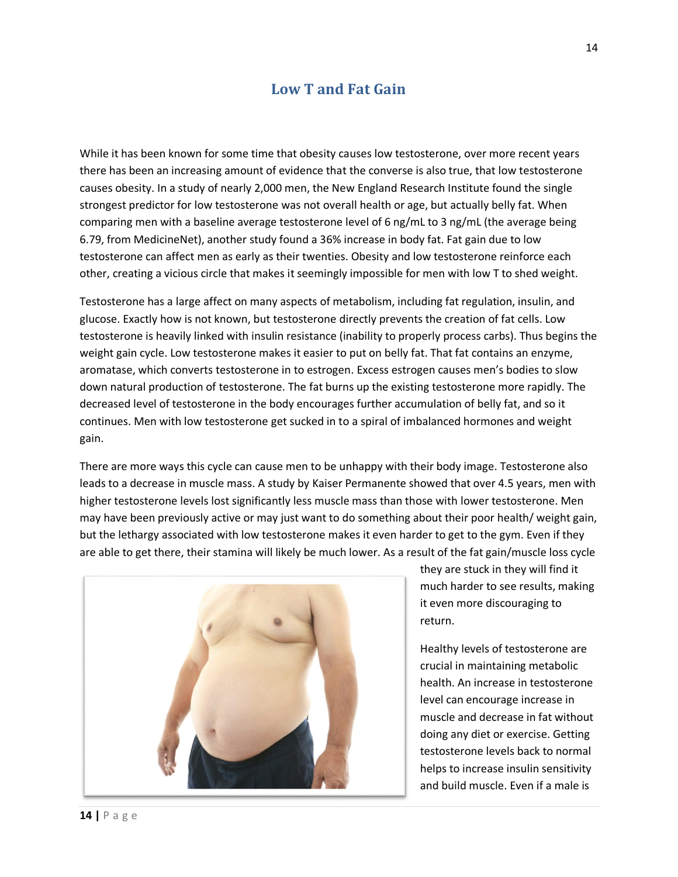## Low T and Fat Gain

While it has been known for some time that obesity causes low testosterone, over more recent years there has been an increasing amount of evidence that the converse is also true, that low testosterone causes obesity. In a study of nearly 2,000 men, the New England Research Institute found the single strongest predictor for low testosterone was not overall health or age, but actually belly fat. When comparing men with a baseline average testosterone level of 6 ng/mL to 3 ng/mL (the average being 6.79, from MedicineNet), another study found a 36% increase in body fat. Fat gain due to low testosterone can affect men as early as their twenties. Obesity and low testosterone reinforce each other, creating a vicious circle that makes it seemingly impossible for men with low T to shed weight.

Testosterone has a large affect on many aspects of metabolism, including fat regulation, insulin, and glucose. Exactly how is not known, but testosterone directly prevents the creation of fat cells. Low testosterone is heavily linked with insulin resistance (inability to properly process carbs). Thus begins the weight gain cycle. Low testosterone makes it easier to put on belly fat. That fat contains an enzyme, aromatase, which converts testosterone in to estrogen. Excess estrogen causes men's bodies to slow down natural production of testosterone. The fat burns up the existing testosterone more rapidly. The decreased level of testosterone in the body encourages further accumulation of belly fat, and so it continues. Men with low testosterone get sucked in to a spiral of imbalanced hormones and weight gain.

There are more ways this cycle can cause men to be unhappy with their body image. Testosterone also leads to a decrease in muscle mass. A study by Kaiser Permanente showed that over 4.5 years, men with higher testosterone levels lost significantly less muscle mass than those with lower testosterone. Men may have been previously active or may just want to do something about their poor health/ weight gain, but the lethargy associated with low testosterone makes it even harder to get to the gym. Even if they are able to get there, their stamina will likely be much lower. As a result of the fat gain/muscle loss cycle they are stuck in they will find it much harder to see results, making it even more discouraging to return.

Healthy levels of testosterone are crucial in maintaining metabolic health. An increase in testosterone level can encourage increase in muscle and decrease in fat without doing any diet or exercise. Getting testosterone levels back to normal helps to increase insulin sensitivity and build muscle. Even if a male is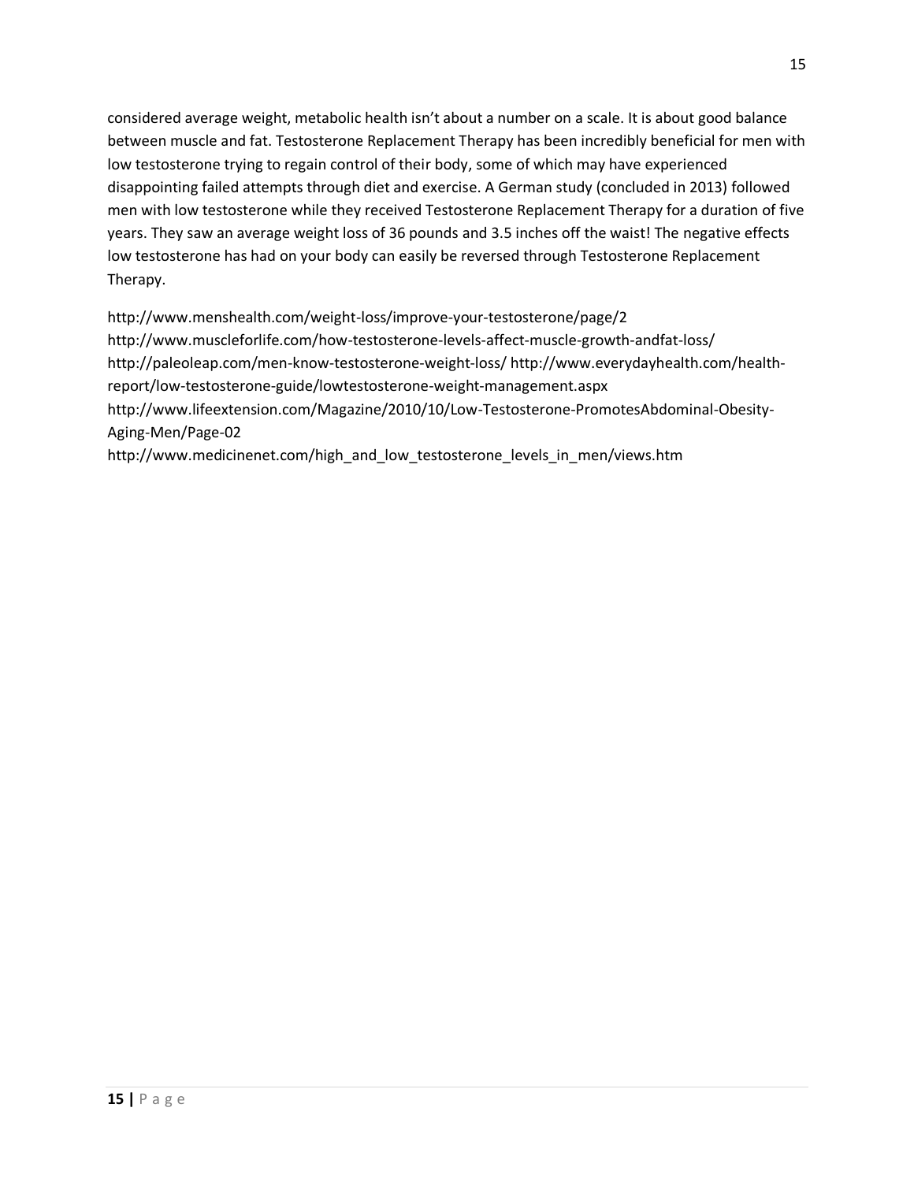considered average weight, metabolic health isn't about a number on a scale. It is about good balance between muscle and fat. Testosterone Replacement Therapy has been incredibly beneficial for men with low testosterone trying to regain control of their body, some of which may have experienced disappointing failed attempts through diet and exercise. A German study (concluded in 2013) followed men with low testosterone while they received Testosterone Replacement Therapy for a duration of five years. They saw an average weight loss of 36 pounds and 3.5 inches off the waist! The negative effects low testosterone has had on your body can easily be reversed through Testosterone Replacement Therapy.

http://www.menshealth.com/weight-loss/improve-your-testosterone/page/2
http://www.muscleforlife.com/how-testosterone-levels-affect-muscle-growth-andfat-loss/
http://paleoleap.com/men-know-testosterone-weight-loss/ http://www.everydayhealth.com/health-report/low-testosterone-guide/lowtestosterone-weight-management.aspx
http://www.lifeextension.com/Magazine/2010/10/Low-Testosterone-PromotesAbdominal-Obesity-Aging-Men/Page-02
http://www.medicinenet.com/high_and_low_testosterone_levels_in_men/views.htm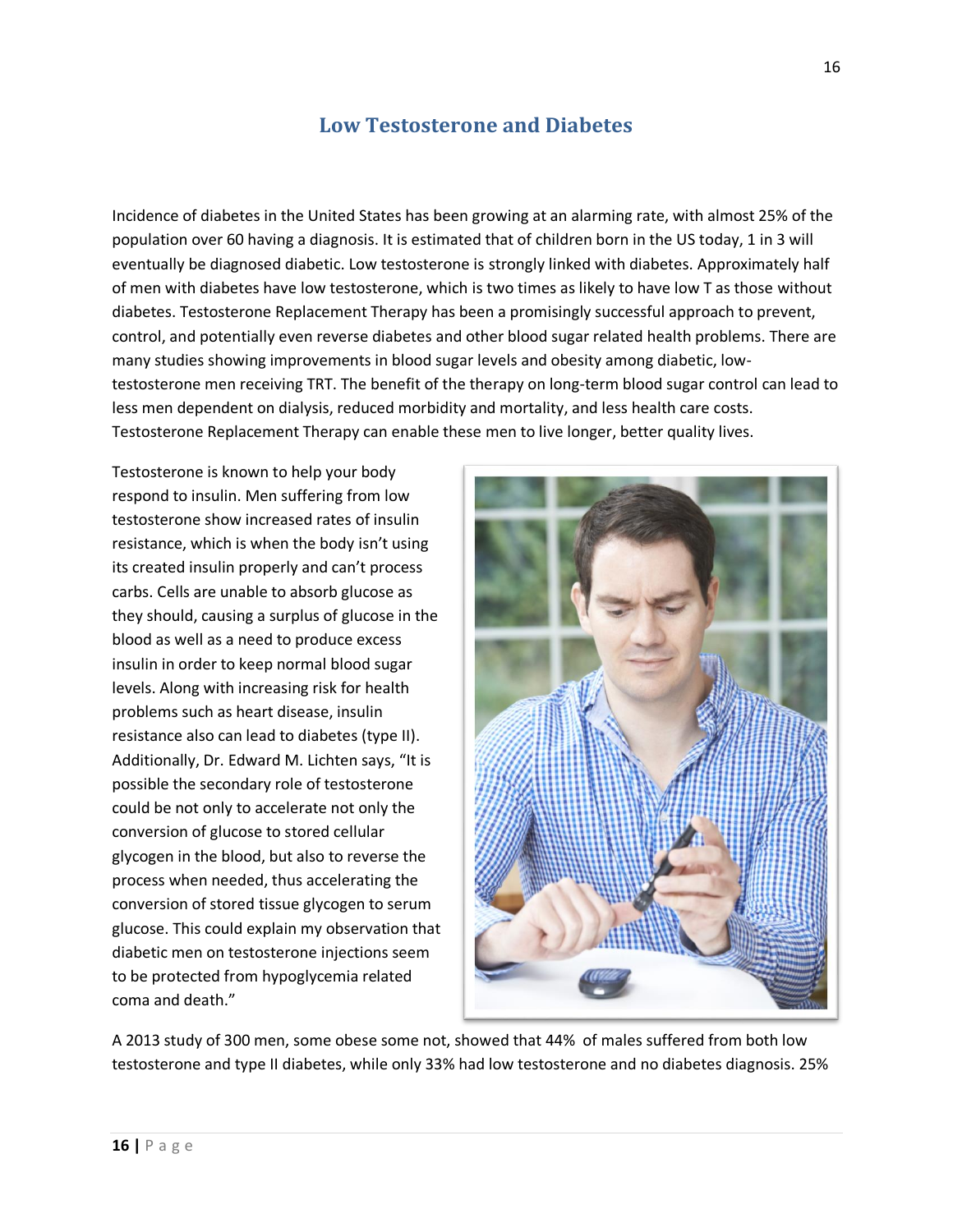## Low Testosterone and Diabetes

Incidence of diabetes in the United States has been growing at an alarming rate, with almost 25% of the population over 60 having a diagnosis. It is estimated that of children born in the US today, 1 in 3 will eventually be diagnosed diabetic. Low testosterone is strongly linked with diabetes. Approximately half of men with diabetes have low testosterone, which is two times as likely to have low T as those without diabetes. Testosterone Replacement Therapy has been a promisingly successful approach to prevent, control, and potentially even reverse diabetes and other blood sugar related health problems. There are many studies showing improvements in blood sugar levels and obesity among diabetic, low-testosterone men receiving TRT. The benefit of the therapy on long-term blood sugar control can lead to less men dependent on dialysis, reduced morbidity and mortality, and less health care costs. Testosterone Replacement Therapy can enable these men to live longer, better quality lives.

Testosterone is known to help your body respond to insulin. Men suffering from low testosterone show increased rates of insulin resistance, which is when the body isn't using its created insulin properly and can't process carbs. Cells are unable to absorb glucose as they should, causing a surplus of glucose in the blood as well as a need to produce excess insulin in order to keep normal blood sugar levels. Along with increasing risk for health problems such as heart disease, insulin resistance also can lead to diabetes (type II). Additionally, Dr. Edward M. Lichten says, "It is possible the secondary role of testosterone could be not only to accelerate not only the conversion of glucose to stored cellular glycogen in the blood, but also to reverse the process when needed, thus accelerating the conversion of stored tissue glycogen to serum glucose. This could explain my observation that diabetic men on testosterone injections seem to be protected from hypoglycemia related coma and death."

A 2013 study of 300 men, some obese some not, showed that 44% of males suffered from both low testosterone and type II diabetes, while only 33% had low testosterone and no diabetes diagnosis. 25%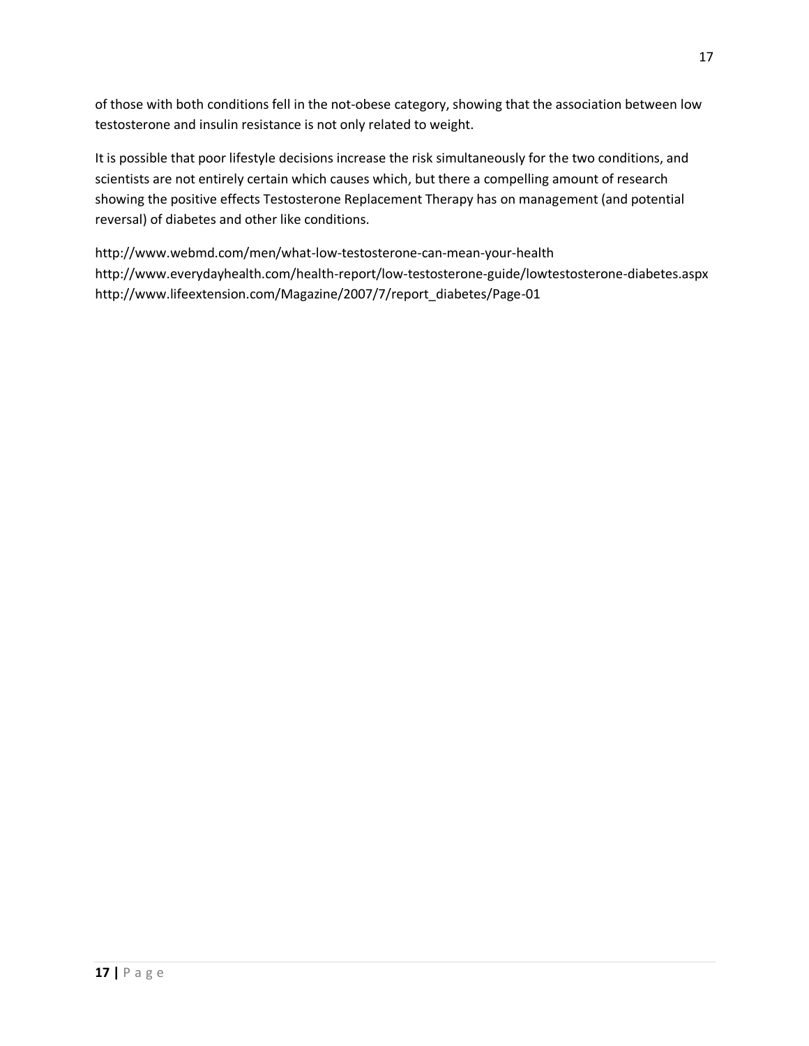of those with both conditions fell in the not-obese category, showing that the association between low testosterone and insulin resistance is not only related to weight.

It is possible that poor lifestyle decisions increase the risk simultaneously for the two conditions, and scientists are not entirely certain which causes which, but there a compelling amount of research showing the positive effects Testosterone Replacement Therapy has on management (and potential reversal) of diabetes and other like conditions.

http://www.webmd.com/men/what-low-testosterone-can-mean-your-health
http://www.everydayhealth.com/health-report/low-testosterone-guide/lowtestosterone-diabetes.aspx
http://www.lifeextension.com/Magazine/2007/7/report_diabetes/Page-01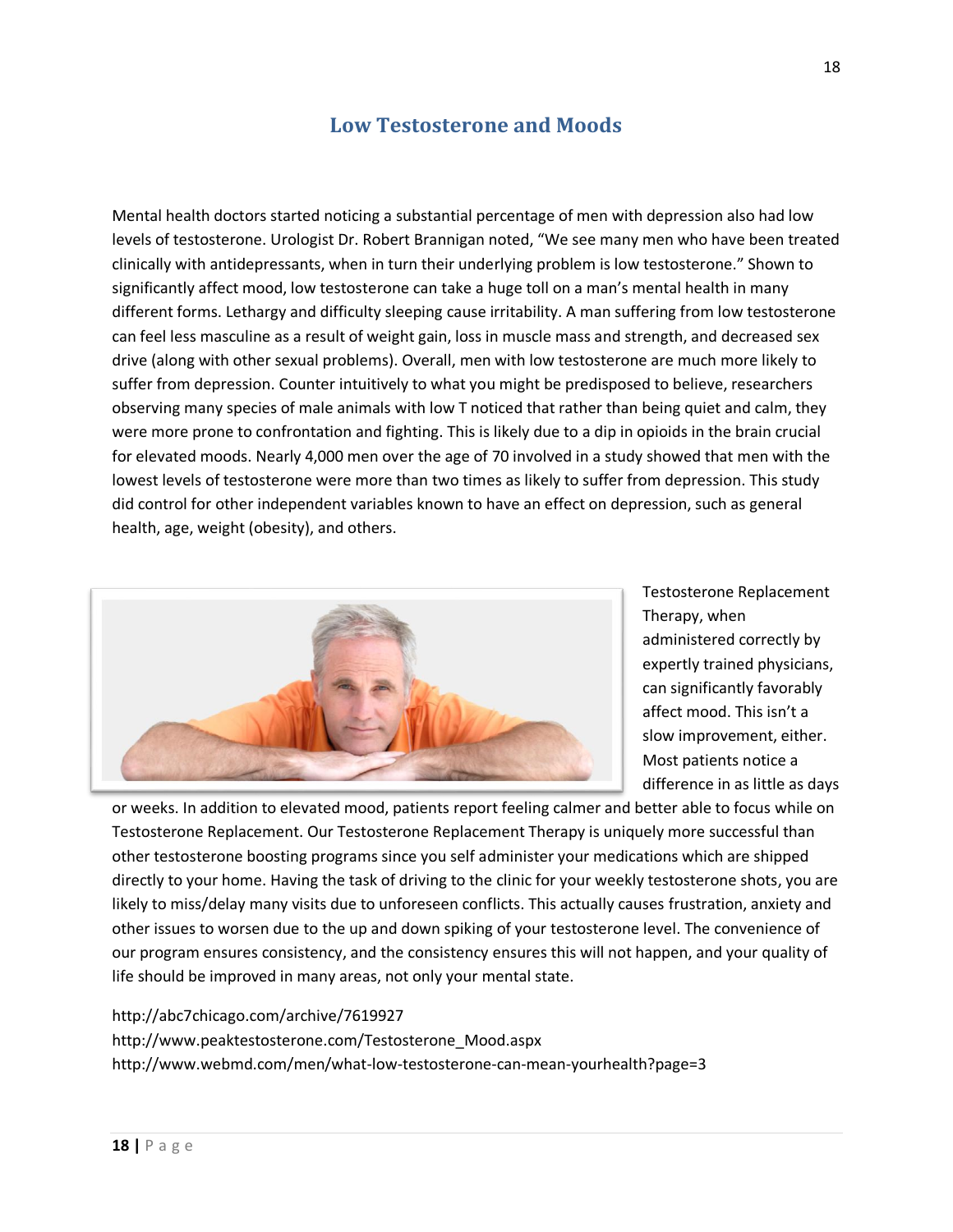# Low Testosterone and Moods

Mental health doctors started noticing a substantial percentage of men with depression also had low levels of testosterone. Urologist Dr. Robert Brannigan noted, "We see many men who have been treated clinically with antidepressants, when in turn their underlying problem is low testosterone." Shown to significantly affect mood, low testosterone can take a huge toll on a man's mental health in many different forms. Lethargy and difficulty sleeping cause irritability. A man suffering from low testosterone can feel less masculine as a result of weight gain, loss in muscle mass and strength, and decreased sex drive (along with other sexual problems). Overall, men with low testosterone are much more likely to suffer from depression. Counter intuitively to what you might be predisposed to believe, researchers observing many species of male animals with low T noticed that rather than being quiet and calm, they were more prone to confrontation and fighting. This is likely due to a dip in opioids in the brain crucial for elevated moods. Nearly 4,000 men over the age of 70 involved in a study showed that men with the lowest levels of testosterone were more than two times as likely to suffer from depression. This study did control for other independent variables known to have an effect on depression, such as general health, age, weight (obesity), and others.

Testosterone Replacement Therapy, when administered correctly by expertly trained physicians, can significantly favorably affect mood. This isn't a slow improvement, either. Most patients notice a difference in as little as days or weeks. In addition to elevated mood, patients report feeling calmer and better able to focus while on Testosterone Replacement. Our Testosterone Replacement Therapy is uniquely more successful than other testosterone boosting programs since you self administer your medications which are shipped directly to your home. Having the task of driving to the clinic for your weekly testosterone shots, you are likely to miss/delay many visits due to unforeseen conflicts. This actually causes frustration, anxiety and other issues to worsen due to the up and down spiking of your testosterone level. The convenience of our program ensures consistency, and the consistency ensures this will not happen, and your quality of life should be improved in many areas, not only your mental state.

http://abc7chicago.com/archive/7619927
http://www.peaktestosterone.com/Testosterone_Mood.aspx
http://www.webmd.com/men/what-low-testosterone-can-mean-yourhealth?page=3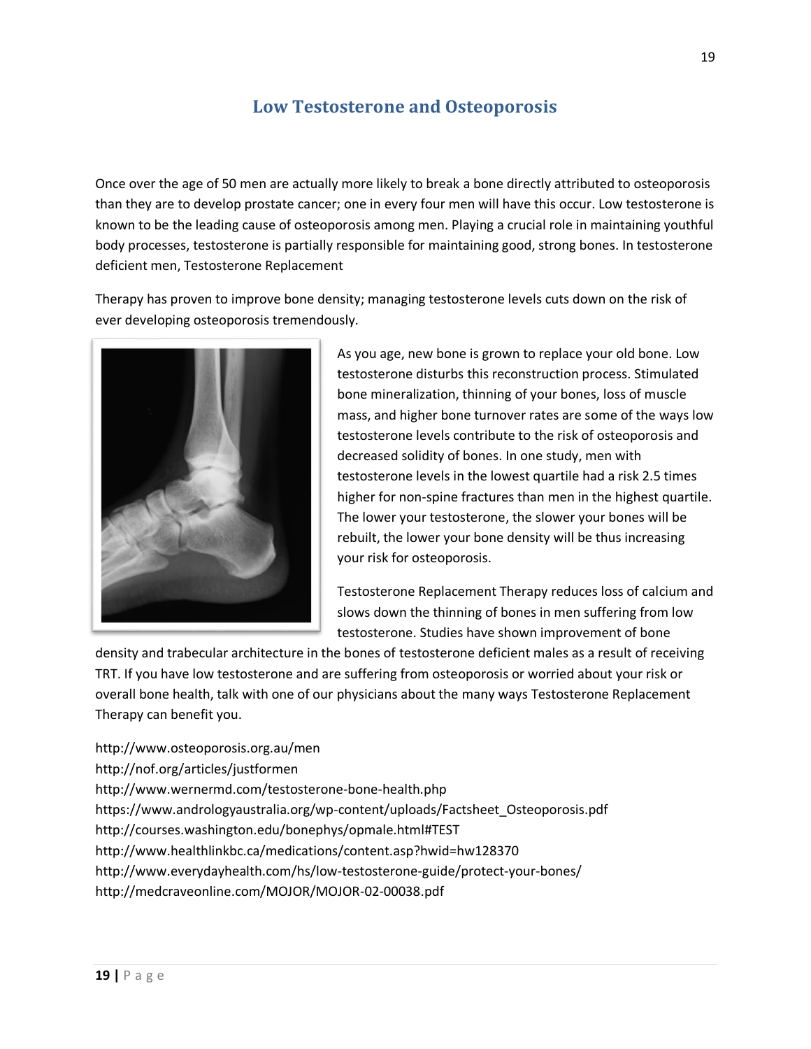## Low Testosterone and Osteoporosis

Once over the age of 50 men are actually more likely to break a bone directly attributed to osteoporosis than they are to develop prostate cancer; one in every four men will have this occur. Low testosterone is known to be the leading cause of osteoporosis among men. Playing a crucial role in maintaining youthful body processes, testosterone is partially responsible for maintaining good, strong bones. In testosterone deficient men, Testosterone Replacement

Therapy has proven to improve bone density; managing testosterone levels cuts down on the risk of ever developing osteoporosis tremendously.

As you age, new bone is grown to replace your old bone. Low testosterone disturbs this reconstruction process. Stimulated bone mineralization, thinning of your bones, loss of muscle mass, and higher bone turnover rates are some of the ways low testosterone levels contribute to the risk of osteoporosis and decreased solidity of bones. In one study, men with testosterone levels in the lowest quartile had a risk 2.5 times higher for non-spine fractures than men in the highest quartile. The lower your testosterone, the slower your bones will be rebuilt, the lower your bone density will be thus increasing your risk for osteoporosis.

Testosterone Replacement Therapy reduces loss of calcium and slows down the thinning of bones in men suffering from low testosterone. Studies have shown improvement of bone density and trabecular architecture in the bones of testosterone deficient males as a result of receiving TRT. If you have low testosterone and are suffering from osteoporosis or worried about your risk or overall bone health, talk with one of our physicians about the many ways Testosterone Replacement Therapy can benefit you.

http://www.osteoporosis.org.au/men
http://nof.org/articles/justformen
http://www.wernermd.com/testosterone-bone-health.php
https://www.andrologyaustralia.org/wp-content/uploads/Factsheet_Osteoporosis.pdf
http://courses.washington.edu/bonephys/opmale.html#TEST
http://www.healthlinkbc.ca/medications/content.asp?hwid=hw128370
http://www.everydayhealth.com/hs/low-testosterone-guide/protect-your-bones/
http://medcraveonline.com/MOJOR/MOJOR-02-00038.pdf